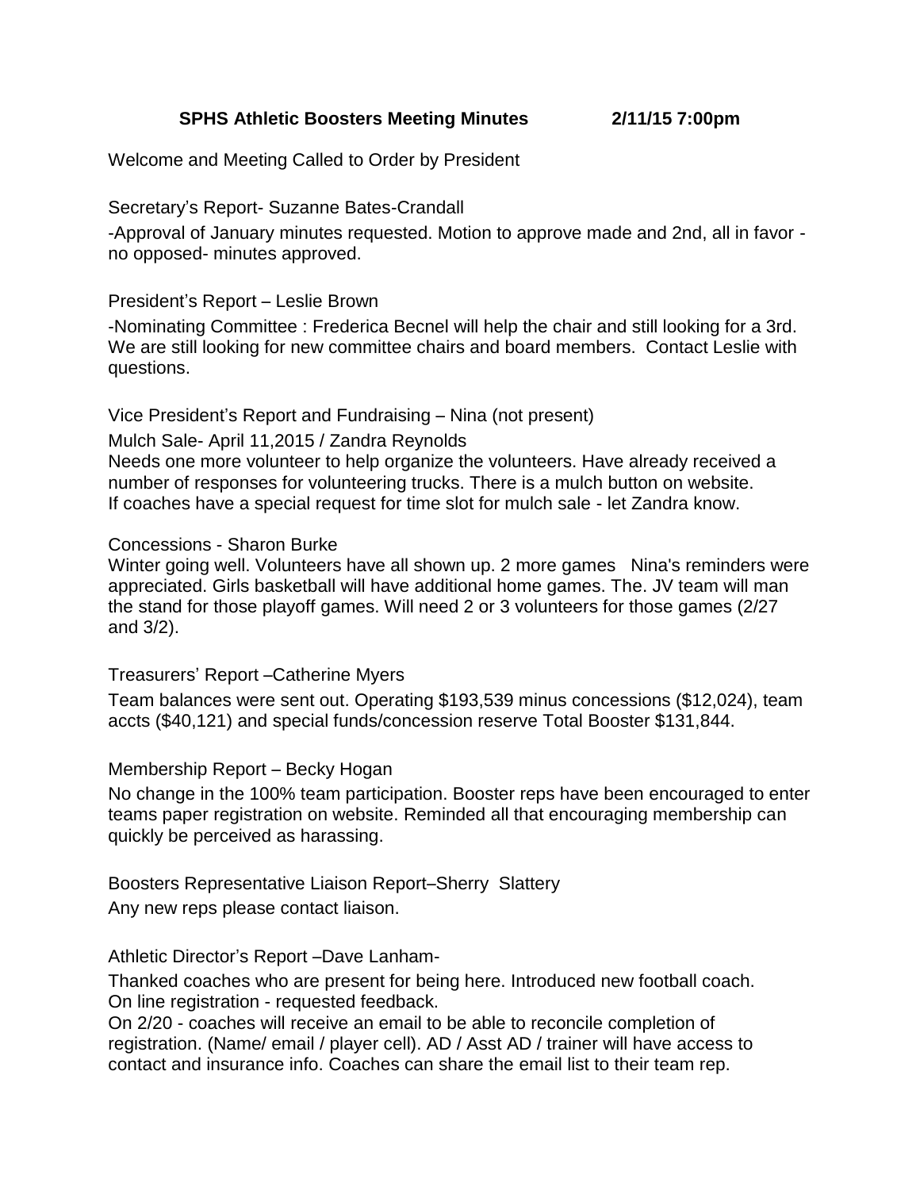**SPHS Athletic Boosters Meeting Minutes 2/11/15 7:00pm**

Welcome and Meeting Called to Order by President

Secretary's Report- Suzanne Bates-Crandall

-Approval of January minutes requested. Motion to approve made and 2nd, all in favor - no opposed- minutes approved.

President's Report – Leslie Brown

-Nominating Committee : Frederica Becnel will help the chair and still looking for a 3rd. We are still looking for new committee chairs and board members. Contact Leslie with questions.

Vice President's Report and Fundraising – Nina (not present)

Mulch Sale- April 11,2015 / Zandra Reynolds

Needs one more volunteer to help organize the volunteers. Have already received a number of responses for volunteering trucks. There is a mulch button on website. If coaches have a special request for time slot for mulch sale - let Zandra know.

Concessions - Sharon Burke

Winter going well. Volunteers have all shown up. 2 more games Nina's reminders were appreciated. Girls basketball will have additional home games. The. JV team will man the stand for those playoff games. Will need 2 or 3 volunteers for those games (2/27 and 3/2).

Treasurers' Report –Catherine Myers

Team balances were sent out. Operating $193,539 minus concessions ($12,024), team accts ($40,121) and special funds/concession reserve Total Booster $131,844.

Membership Report – Becky Hogan

No change in the 100% team participation. Booster reps have been encouraged to enter teams paper registration on website. Reminded all that encouraging membership can quickly be perceived as harassing.

Boosters Representative Liaison Report–Sherry Slattery

Any new reps please contact liaison.

Athletic Director's Report –Dave Lanham-

Thanked coaches who are present for being here. Introduced new football coach.

On line registration - requested feedback.

On 2/20 - coaches will receive an email to be able to reconcile completion of registration. (Name/ email / player cell). AD / Asst AD / trainer will have access to contact and insurance info. Coaches can share the email list to their team rep.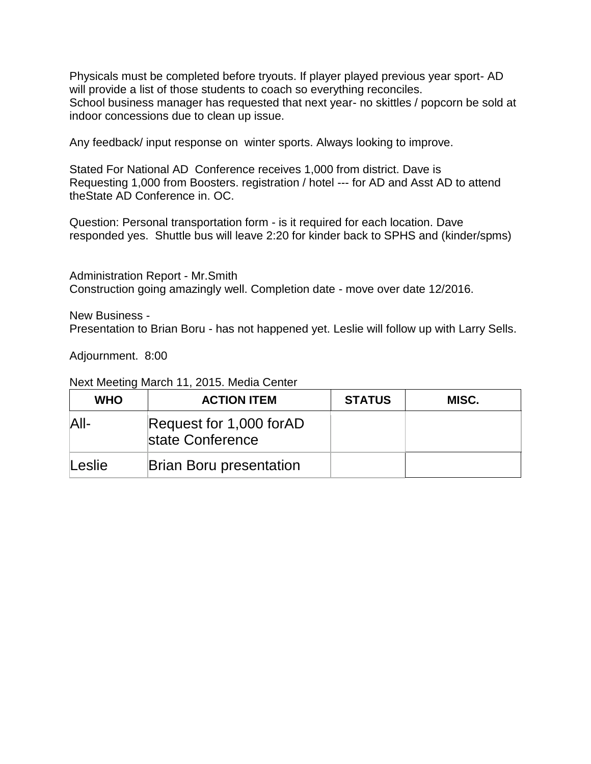Physicals must be completed before tryouts. If player played previous year sport- AD will provide a list of those students to coach so everything reconciles.
School business manager has requested that next year- no skittles / popcorn be sold at indoor concessions due to clean up issue.

Any feedback/ input response on winter sports. Always looking to improve.

Stated For National AD Conference receives 1,000 from district. Dave is Requesting 1,000 from Boosters. registration / hotel --- for AD and Asst AD to attend theState AD Conference in. OC.

Question: Personal transportation form - is it required for each location. Dave responded yes. Shuttle bus will leave 2:20 for kinder back to SPHS and (kinder/spms)

Administration Report - Mr.Smith
Construction going amazingly well. Completion date - move over date 12/2016.

New Business -
Presentation to Brian Boru - has not happened yet. Leslie will follow up with Larry Sells.

Adjournment. 8:00

Next Meeting March 11, 2015. Media Center

| WHO | ACTION ITEM | STATUS | MISC. |
|---|---|---|---|
| All- | Request for 1,000 forAD state Conference | | |
| Leslie | Brian Boru presentation | | |